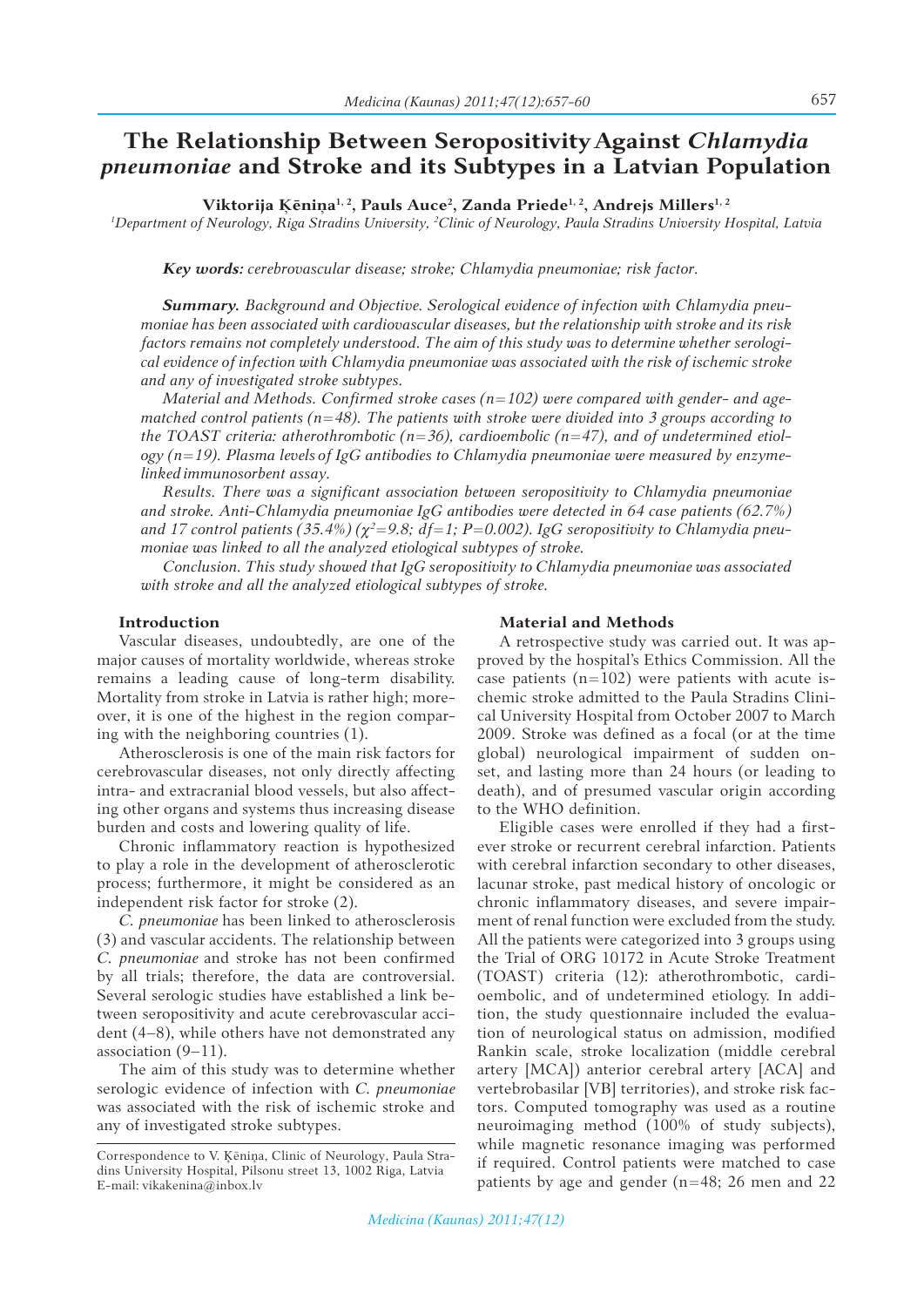# The Relationship Between Seropositivity Against *Chlamydia pneumoniae* and Stroke and its Subtypes in a Latvian Population

**Viktorija Ķēniņa[1, 2], Pauls Auce[2], Zanda Priede[1, 2], Andrejs Millers[1, 2]**

[1]*Department of Neurology, Riga Stradins University,* [2]*Clinic of Neurology, Paula Stradins University Hospital, Latvia*

***Key words:*** *cerebrovascular disease; stroke; Chlamydia pneumoniae; risk factor.*

***Summary.*** *Background and Objective. Serological evidence of infection with Chlamydia pneumoniae has been associated with cardiovascular diseases, but the relationship with stroke and its risk factors remains not completely understood. The aim of this study was to determine whether serological evidence of infection with Chlamydia pneumoniae was associated with the risk of ischemic stroke and any of investigated stroke subtypes.*

*Material and Methods. Confirmed stroke cases (n=102) were compared with gender- and age-matched control patients (n=48). The patients with stroke were divided into 3 groups according to the TOAST criteria: atherothrombotic (n=36), cardioembolic (n=47), and of undetermined etiology (n=19). Plasma levels of IgG antibodies to Chlamydia pneumoniae were measured by enzyme-linked immunosorbent assay.*

*Results. There was a significant association between seropositivity to Chlamydia pneumoniae and stroke. Anti-Chlamydia pneumoniae IgG antibodies were detected in 64 case patients (62.7%) and 17 control patients (35.4%) ($\chi^2$=9.8; df=1; P=0.002). IgG seropositivity to Chlamydia pneumoniae was linked to all the analyzed etiological subtypes of stroke.*

*Conclusion. This study showed that IgG seropositivity to Chlamydia pneumoniae was associated with stroke and all the analyzed etiological subtypes of stroke.*

## Introduction

Vascular diseases, undoubtedly, are one of the major causes of mortality worldwide, whereas stroke remains a leading cause of long-term disability. Mortality from stroke in Latvia is rather high; moreover, it is one of the highest in the region comparing with the neighboring countries (1).

Atherosclerosis is one of the main risk factors for cerebrovascular diseases, not only directly affecting intra- and extracranial blood vessels, but also affecting other organs and systems thus increasing disease burden and costs and lowering quality of life.

Chronic inflammatory reaction is hypothesized to play a role in the development of atherosclerotic process; furthermore, it might be considered as an independent risk factor for stroke (2).

*C. pneumoniae* has been linked to atherosclerosis (3) and vascular accidents. The relationship between *C. pneumoniae* and stroke has not been confirmed by all trials; therefore, the data are controversial. Several serologic studies have established a link between seropositivity and acute cerebrovascular accident (4–8), while others have not demonstrated any association (9–11).

The aim of this study was to determine whether serologic evidence of infection with *C. pneumoniae* was associated with the risk of ischemic stroke and any of investigated stroke subtypes.

## Material and Methods

A retrospective study was carried out. It was approved by the hospital's Ethics Commission. All the case patients (n=102) were patients with acute ischemic stroke admitted to the Paula Stradins Clinical University Hospital from October 2007 to March 2009. Stroke was defined as a focal (or at the time global) neurological impairment of sudden onset, and lasting more than 24 hours (or leading to death), and of presumed vascular origin according to the WHO definition.

Eligible cases were enrolled if they had a first-ever stroke or recurrent cerebral infarction. Patients with cerebral infarction secondary to other diseases, lacunar stroke, past medical history of oncologic or chronic inflammatory diseases, and severe impairment of renal function were excluded from the study. All the patients were categorized into 3 groups using the Trial of ORG 10172 in Acute Stroke Treatment (TOAST) criteria (12): atherothrombotic, cardioembolic, and of undetermined etiology. In addition, the study questionnaire included the evaluation of neurological status on admission, modified Rankin scale, stroke localization (middle cerebral artery [MCA]) anterior cerebral artery [ACA] and vertebrobasilar [VB] territories), and stroke risk factors. Computed tomography was used as a routine neuroimaging method (100% of study subjects), while magnetic resonance imaging was performed if required. Control patients were matched to case patients by age and gender (n=48; 26 men and 22

Correspondence to V. Ķēniņa, Clinic of Neurology, Paula Stradins University Hospital, Pilsonu street 13, 1002 Riga, Latvia
E-mail: vikakenina@inbox.lv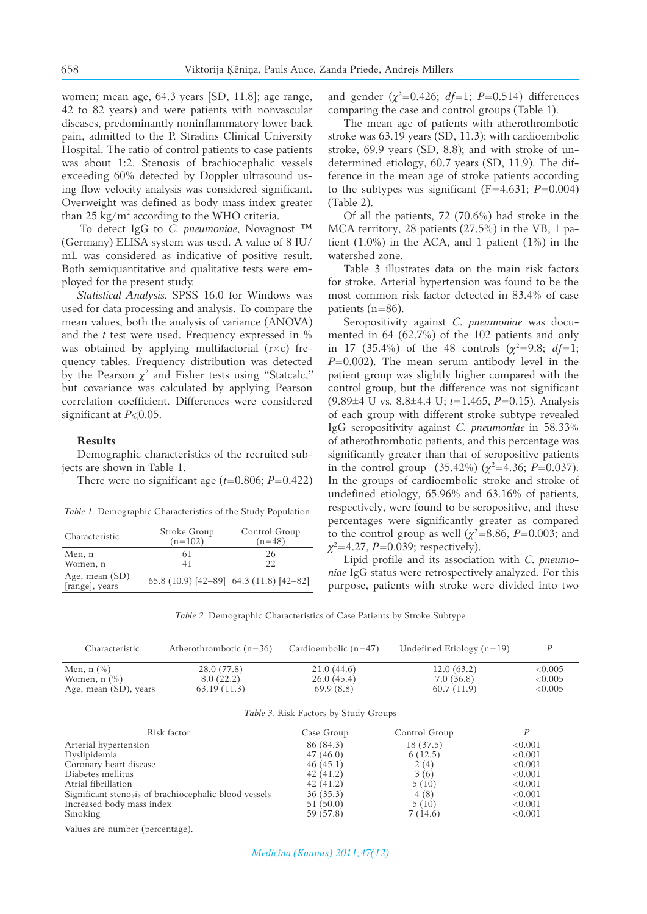women; mean age, 64.3 years [SD, 11.8]; age range, 42 to 82 years) and were patients with nonvascular diseases, predominantly noninflammatory lower back pain, admitted to the P. Stradins Clinical University Hospital. The ratio of control patients to case patients was about 1:2. Stenosis of brachiocephalic vessels exceeding 60% detected by Doppler ultrasound using flow velocity analysis was considered significant. Overweight was defined as body mass index greater than 25 kg/m$^2$ according to the WHO criteria.

To detect IgG to *C. pneumoniae*, Novagnost ™ (Germany) ELISA system was used. A value of 8 IU/mL was considered as indicative of positive result. Both semiquantitative and qualitative tests were employed for the present study.

*Statistical Analysis.* SPSS 16.0 for Windows was used for data processing and analysis. To compare the mean values, both the analysis of variance (ANOVA) and the *t* test were used. Frequency expressed in % was obtained by applying multifactorial (r×c) frequency tables. Frequency distribution was detected by the Pearson $\chi^2$ and Fisher tests using "Statcalc," but covariance was calculated by applying Pearson correlation coefficient. Differences were considered significant at $P \leqslant 0.05$.

## Results

Demographic characteristics of the recruited subjects are shown in Table 1.

There were no significant age ($t$=0.806; $P$=0.422) and gender ($\chi^2$=0.426; $df$=1; $P$=0.514) differences comparing the case and control groups (Table 1).

*Table 1.* Demographic Characteristics of the Study Population

| Characteristic | Stroke Group (n=102) | Control Group (n=48) |
|---|---|---|
| Men, n | 61 | 26 |
| Women, n | 41 | 22 |
| Age, mean (SD) [range], years | 65.8 (10.9) [42–89] | 64.3 (11.8) [42–82] |

The mean age of patients with atherothrombotic stroke was 63.19 years (SD, 11.3); with cardioembolic stroke, 69.9 years (SD, 8.8); and with stroke of undetermined etiology, 60.7 years (SD, 11.9). The difference in the mean age of stroke patients according to the subtypes was significant (F=4.631; $P$=0.004) (Table 2).

Of all the patients, 72 (70.6%) had stroke in the MCA territory, 28 patients (27.5%) in the VB, 1 patient (1.0%) in the ACA, and 1 patient (1%) in the watershed zone.

Table 3 illustrates data on the main risk factors for stroke. Arterial hypertension was found to be the most common risk factor detected in 83.4% of case patients (n=86).

Seropositivity against *C. pneumoniae* was documented in 64 (62.7%) of the 102 patients and only in 17 (35.4%) of the 48 controls ($\chi^2$=9.8; $df$=1; $P$=0.002). The mean serum antibody level in the patient group was slightly higher compared with the control group, but the difference was not significant (9.89±4 U vs. 8.8±4.4 U; $t$=1.465, $P$=0.15). Analysis of each group with different stroke subtype revealed IgG seropositivity against *C. pneumoniae* in 58.33% of atherothrombotic patients, and this percentage was significantly greater than that of seropositive patients in the control group (35.42%) ($\chi^2$=4.36; $P$=0.037). In the groups of cardioembolic stroke and stroke of undefined etiology, 65.96% and 63.16% of patients, respectively, were found to be seropositive, and these percentages were significantly greater as compared to the control group as well ($\chi^2$=8.86, $P$=0.003; and $\chi^2$=4.27, $P$=0.039; respectively).

Lipid profile and its association with *C. pneumoniae* IgG status were retrospectively analyzed. For this purpose, patients with stroke were divided into two

*Table 2.* Demographic Characteristics of Case Patients by Stroke Subtype

| Characteristic | Atherothrombotic (n=36) | Cardioembolic (n=47) | Undefined Etiology (n=19) | *P* |
|---|---|---|---|---|
| Men, n (%) | 28.0 (77.8) | 21.0 (44.6) | 12.0 (63.2) | <0.005 |
| Women, n (%) | 8.0 (22.2) | 26.0 (45.4) | 7.0 (36.8) | <0.005 |
| Age, mean (SD), years | 63.19 (11.3) | 69.9 (8.8) | 60.7 (11.9) | <0.005 |

*Table 3.* Risk Factors by Study Groups

| Risk factor | Case Group | Control Group | *P* |
|---|---|---|---|
| Arterial hypertension | 86 (84.3) | 18 (37.5) | <0.001 |
| Dyslipidemia | 47 (46.0) | 6 (12.5) | <0.001 |
| Coronary heart disease | 46 (45.1) | 2 (4) | <0.001 |
| Diabetes mellitus | 42 (41.2) | 3 (6) | <0.001 |
| Atrial fibrillation | 42 (41.2) | 5 (10) | <0.001 |
| Significant stenosis of brachiocephalic blood vessels | 36 (35.3) | 4 (8) | <0.001 |
| Increased body mass index | 51 (50.0) | 5 (10) | <0.001 |
| Smoking | 59 (57.8) | 7 (14.6) | <0.001 |

Values are number (percentage).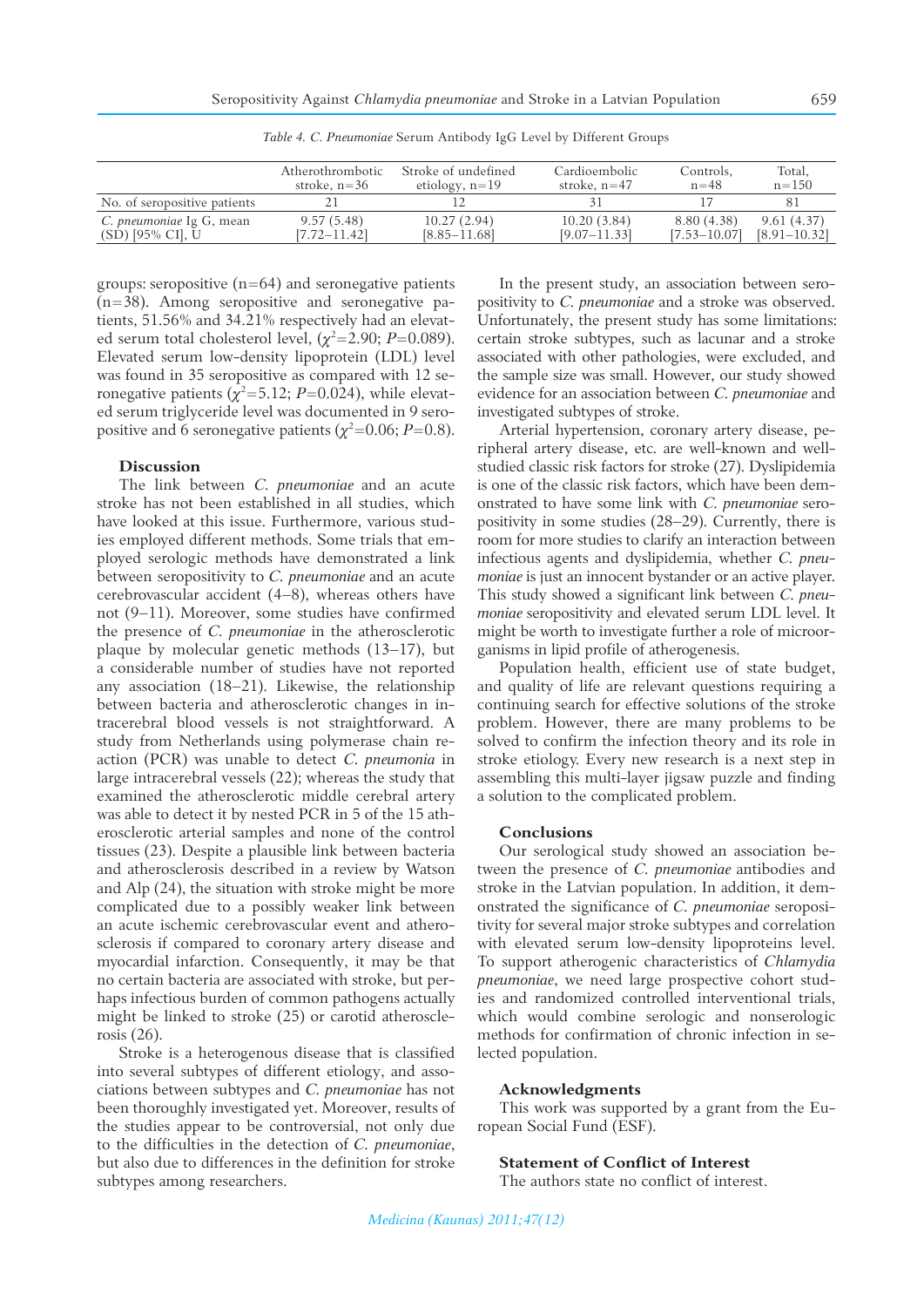*Table 4. C. Pneumoniae* Serum Antibody IgG Level by Different Groups

| | Atherothrombotic stroke, n=36 | Stroke of undefined etiology, n=19 | Cardioembolic stroke, n=47 | Controls, n=48 | Total, n=150 |
|---|---|---|---|---|---|
| No. of seropositive patients | 21 | 12 | 31 | 17 | 81 |
| *C. pneumoniae* Ig G, mean (SD) [95% CI], U | 9.57 (5.48) [7.72–11.42] | 10.27 (2.94) [8.85–11.68] | 10.20 (3.84) [9.07–11.33] | 8.80 (4.38) [7.53–10.07] | 9.61 (4.37) [8.91–10.32] |

groups: seropositive (n=64) and seronegative patients (n=38). Among seropositive and seronegative patients, 51.56% and 34.21% respectively had an elevated serum total cholesterol level, ($\chi^2$=2.90; *P*=0.089). Elevated serum low-density lipoprotein (LDL) level was found in 35 seropositive as compared with 12 seronegative patients ($\chi^2$=5.12; *P*=0.024), while elevated serum triglyceride level was documented in 9 seropositive and 6 seronegative patients ($\chi^2$=0.06; *P*=0.8).

### Discussion

The link between *C. pneumoniae* and an acute stroke has not been established in all studies, which have looked at this issue. Furthermore, various studies employed different methods. Some trials that employed serologic methods have demonstrated a link between seropositivity to *C. pneumoniae* and an acute cerebrovascular accident (4–8), whereas others have not (9–11). Moreover, some studies have confirmed the presence of *C. pneumoniae* in the atherosclerotic plaque by molecular genetic methods (13–17), but a considerable number of studies have not reported any association (18–21). Likewise, the relationship between bacteria and atherosclerotic changes in intracerebral blood vessels is not straightforward. A study from Netherlands using polymerase chain reaction (PCR) was unable to detect *C. pneumonia* in large intracerebral vessels (22); whereas the study that examined the atherosclerotic middle cerebral artery was able to detect it by nested PCR in 5 of the 15 atherosclerotic arterial samples and none of the control tissues (23). Despite a plausible link between bacteria and atherosclerosis described in a review by Watson and Alp (24), the situation with stroke might be more complicated due to a possibly weaker link between an acute ischemic cerebrovascular event and atherosclerosis if compared to coronary artery disease and myocardial infarction. Consequently, it may be that no certain bacteria are associated with stroke, but perhaps infectious burden of common pathogens actually might be linked to stroke (25) or carotid atherosclerosis (26).

Stroke is a heterogenous disease that is classified into several subtypes of different etiology, and associations between subtypes and *C. pneumoniae* has not been thoroughly investigated yet. Moreover, results of the studies appear to be controversial, not only due to the difficulties in the detection of *C. pneumoniae*, but also due to differences in the definition for stroke subtypes among researchers.

In the present study, an association between seropositivity to *C. pneumoniae* and a stroke was observed. Unfortunately, the present study has some limitations: certain stroke subtypes, such as lacunar and a stroke associated with other pathologies, were excluded, and the sample size was small. However, our study showed evidence for an association between *C. pneumoniae* and investigated subtypes of stroke.

Arterial hypertension, coronary artery disease, peripheral artery disease, etc. are well-known and well-studied classic risk factors for stroke (27). Dyslipidemia is one of the classic risk factors, which have been demonstrated to have some link with *C. pneumoniae* seropositivity in some studies (28–29). Currently, there is room for more studies to clarify an interaction between infectious agents and dyslipidemia, whether *C. pneumoniae* is just an innocent bystander or an active player. This study showed a significant link between *C. pneumoniae* seropositivity and elevated serum LDL level. It might be worth to investigate further a role of microorganisms in lipid profile of atherogenesis.

Population health, efficient use of state budget, and quality of life are relevant questions requiring a continuing search for effective solutions of the stroke problem. However, there are many problems to be solved to confirm the infection theory and its role in stroke etiology. Every new research is a next step in assembling this multi-layer jigsaw puzzle and finding a solution to the complicated problem.

### Conclusions

Our serological study showed an association between the presence of *C. pneumoniae* antibodies and stroke in the Latvian population. In addition, it demonstrated the significance of *C. pneumoniae* seropositivity for several major stroke subtypes and correlation with elevated serum low-density lipoproteins level. To support atherogenic characteristics of *Chlamydia pneumoniae*, we need large prospective cohort studies and randomized controlled interventional trials, which would combine serologic and nonserologic methods for confirmation of chronic infection in selected population.

### Acknowledgments

This work was supported by a grant from the European Social Fund (ESF).

### Statement of Conflict of Interest

The authors state no conflict of interest.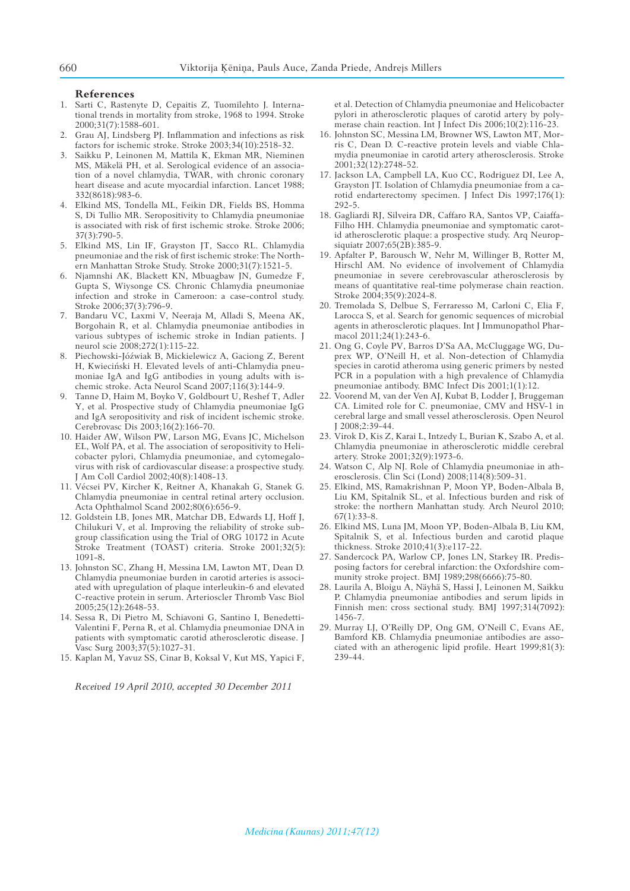### References

1. Sarti C, Rastenyte D, Cepaitis Z, Tuomilehto J. International trends in mortality from stroke, 1968 to 1994. Stroke 2000;31(7):1588-601.
2. Grau AJ, Lindsberg PJ. Inflammation and infections as risk factors for ischemic stroke. Stroke 2003;34(10):2518-32.
3. Saikku P, Leinonen M, Mattila K, Ekman MR, Nieminen MS, Mäkelä PH, et al. Serological evidence of an association of a novel chlamydia, TWAR, with chronic coronary heart disease and acute myocardial infarction. Lancet 1988; 332(8618):983-6.
4. Elkind MS, Tondella ML, Feikin DR, Fields BS, Homma S, Di Tullio MR. Seropositivity to Chlamydia pneumoniae is associated with risk of first ischemic stroke. Stroke 2006; 37(3):790-5.
5. Elkind MS, Lin IF, Grayston JT, Sacco RL. Chlamydia pneumoniae and the risk of first ischemic stroke: The Northern Manhattan Stroke Study. Stroke 2000;31(7):1521-5.
6. Njamnshi AK, Blackett KN, Mbuagbaw JN, Gumedze F, Gupta S, Wiysonge CS. Chronic Chlamydia pneumoniae infection and stroke in Cameroon: a case-control study. Stroke 2006;37(3):796-9.
7. Bandaru VC, Laxmi V, Neeraja M, Alladi S, Meena AK, Borgohain R, et al. Chlamydia pneumoniae antibodies in various subtypes of ischemic stroke in Indian patients. J neurol scie 2008;272(1):115-22.
8. Piechowski-Jóźwiak B, Mickielewicz A, Gaciong Z, Berent H, Kwieciński H. Elevated levels of anti-Chlamydia pneumoniae IgA and IgG antibodies in young adults with ischemic stroke. Acta Neurol Scand 2007;116(3):144-9.
9. Tanne D, Haim M, Boyko V, Goldbourt U, Reshef T, Adler Y, et al. Prospective study of Chlamydia pneumoniae IgG and IgA seropositivity and risk of incident ischemic stroke. Cerebrovasc Dis 2003;16(2):166-70.
10. Haider AW, Wilson PW, Larson MG, Evans JC, Michelson EL, Wolf PA, et al. The association of seropositivity to Helicobacter pylori, Chlamydia pneumoniae, and cytomegalovirus with risk of cardiovascular disease: a prospective study. J Am Coll Cardiol 2002;40(8):1408-13.
11. Vécsei PV, Kircher K, Reitner A, Khanakah G, Stanek G. Chlamydia pneumoniae in central retinal artery occlusion. Acta Ophthalmol Scand 2002;80(6):656-9.
12. Goldstein LB, Jones MR, Matchar DB, Edwards LJ, Hoff J, Chilukuri V, et al. Improving the reliability of stroke subgroup classification using the Trial of ORG 10172 in Acute Stroke Treatment (TOAST) criteria. Stroke 2001;32(5): 1091-8.
13. Johnston SC, Zhang H, Messina LM, Lawton MT, Dean D. Chlamydia pneumoniae burden in carotid arteries is associated with upregulation of plaque interleukin-6 and elevated C-reactive protein in serum. Arterioscler Thromb Vasc Biol 2005;25(12):2648-53.
14. Sessa R, Di Pietro M, Schiavoni G, Santino I, Benedetti-Valentini F, Perna R, et al. Chlamydia pneumoniae DNA in patients with symptomatic carotid atherosclerotic disease. J Vasc Surg 2003;37(5):1027-31.
15. Kaplan M, Yavuz SS, Cinar B, Koksal V, Kut MS, Yapici F, et al. Detection of Chlamydia pneumoniae and Helicobacter pylori in atherosclerotic plaques of carotid artery by polymerase chain reaction. Int J Infect Dis 2006;10(2):116-23.
16. Johnston SC, Messina LM, Browner WS, Lawton MT, Morris C, Dean D. C-reactive protein levels and viable Chlamydia pneumoniae in carotid artery atherosclerosis. Stroke 2001;32(12):2748-52.
17. Jackson LA, Campbell LA, Kuo CC, Rodriguez DI, Lee A, Grayston JT. Isolation of Chlamydia pneumoniae from a carotid endarterectomy specimen. J Infect Dis 1997;176(1): 292-5.
18. Gagliardi RJ, Silveira DR, Caffaro RA, Santos VP, Caiaffa-Filho HH. Chlamydia pneumoniae and symptomatic carotid atherosclerotic plaque: a prospective study. Arq Neuropsiquiatr 2007;65(2B):385-9.
19. Apfalter P, Barousch W, Nehr M, Willinger B, Rotter M, Hirschl AM. No evidence of involvement of Chlamydia pneumoniae in severe cerebrovascular atherosclerosis by means of quantitative real-time polymerase chain reaction. Stroke 2004;35(9):2024-8.
20. Tremolada S, Delbue S, Ferraresso M, Carloni C, Elia F, Larocca S, et al. Search for genomic sequences of microbial agents in atherosclerotic plaques. Int J Immunopathol Pharmacol 2011;24(1):243-6.
21. Ong G, Coyle PV, Barros D'Sa AA, McCluggage WG, Duprex WP, O'Neill H, et al. Non-detection of Chlamydia species in carotid atheroma using generic primers by nested PCR in a population with a high prevalence of Chlamydia pneumoniae antibody. BMC Infect Dis 2001;1(1):12.
22. Voorend M, van der Ven AJ, Kubat B, Lodder J, Bruggeman CA. Limited role for C. pneumoniae, CMV and HSV-1 in cerebral large and small vessel atherosclerosis. Open Neurol J 2008;2:39-44.
23. Virok D, Kis Z, Karai L, Intzedy L, Burian K, Szabo A, et al. Chlamydia pneumoniae in atherosclerotic middle cerebral artery. Stroke 2001;32(9):1973-6.
24. Watson C, Alp NJ. Role of Chlamydia pneumoniae in atherosclerosis. Clin Sci (Lond) 2008;114(8):509-31.
25. Elkind, MS, Ramakrishnan P, Moon YP, Boden-Albala B, Liu KM, Spitalnik SL, et al. Infectious burden and risk of stroke: the northern Manhattan study. Arch Neurol 2010; 67(1):33-8.
26. Elkind MS, Luna JM, Moon YP, Boden-Albala B, Liu KM, Spitalnik S, et al. Infectious burden and carotid plaque thickness. Stroke 2010;41(3):e117-22.
27. Sandercock PA, Warlow CP, Jones LN, Starkey IR. Predisposing factors for cerebral infarction: the Oxfordshire community stroke project. BMJ 1989;298(6666):75-80.
28. Laurila A, Bloigu A, Näyhä S, Hassi J, Leinonen M, Saikku P. Chlamydia pneumoniae antibodies and serum lipids in Finnish men: cross sectional study. BMJ 1997;314(7092): 1456-7.
29. Murray LJ, O'Reilly DP, Ong GM, O'Neill C, Evans AE, Bamford KB. Chlamydia pneumoniae antibodies are associated with an atherogenic lipid profile. Heart 1999;81(3): 239-44.

*Received 19 April 2010, accepted 30 December 2011*